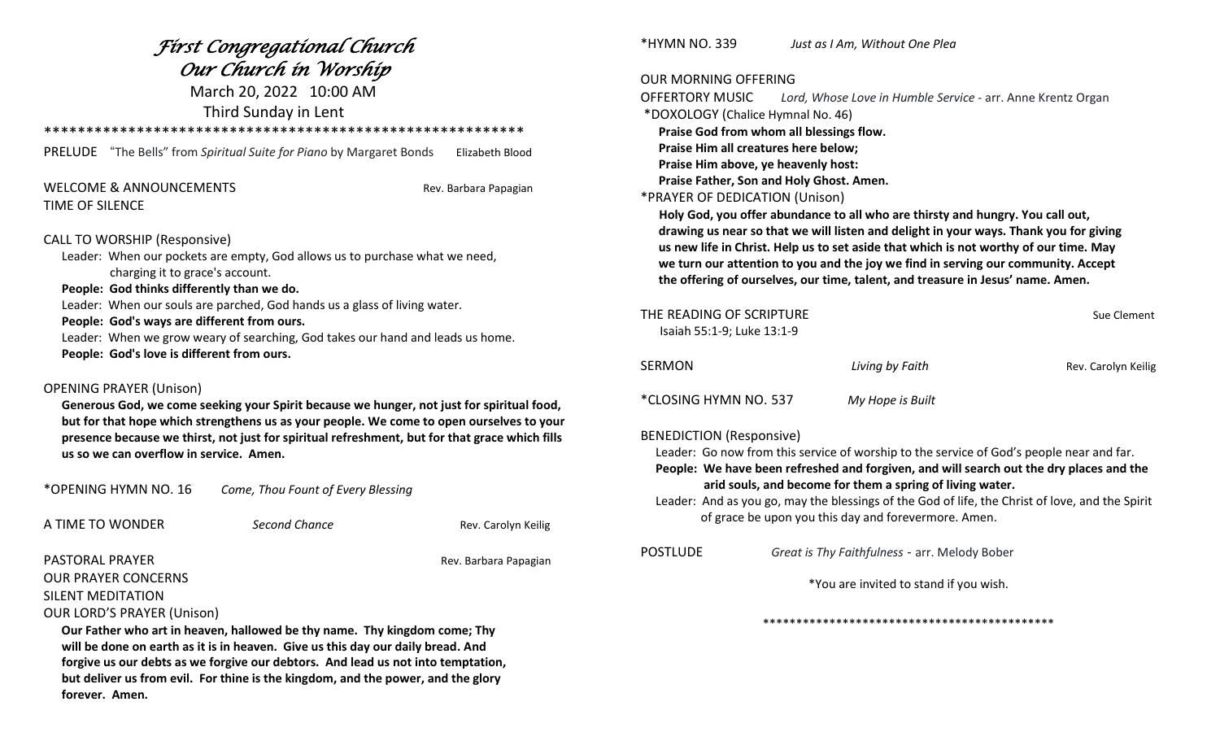# *First Congregational Church*
## *Our Church in Worship*

March 20, 2022 10:00 AM

Third Sunday in Lent

\*\*\*\*\*\*\*\*\*\*\*\*\*\*\*\*\*\*\*\*\*\*\*\*\*\*\*\*\*\*\*\*\*\*\*\*\*\*\*\*\*\*\*\*\*\*\*\*\*\*\*\*\*\*\*\*\*

PRELUDE "The Bells" from *Spiritual Suite for Piano* by Margaret Bonds — Elizabeth Blood

WELCOME & ANNOUNCEMENTS — Rev. Barbara Papagian

TIME OF SILENCE

CALL TO WORSHIP (Responsive)

Leader: When our pockets are empty, God allows us to purchase what we need, charging it to grace's account.

**People: God thinks differently than we do.**

Leader: When our souls are parched, God hands us a glass of living water.

**People: God's ways are different from ours.**

Leader: When we grow weary of searching, God takes our hand and leads us home.

**People: God's love is different from ours.**

OPENING PRAYER (Unison)

**Generous God, we come seeking your Spirit because we hunger, not just for spiritual food, but for that hope which strengthens us as your people. We come to open ourselves to your presence because we thirst, not just for spiritual refreshment, but for that grace which fills us so we can overflow in service. Amen.**

\*OPENING HYMN NO. 16 *Come, Thou Fount of Every Blessing*

A TIME TO WONDER *Second Chance* — Rev. Carolyn Keilig

PASTORAL PRAYER — Rev. Barbara Papagian

OUR PRAYER CONCERNS

SILENT MEDITATION

OUR LORD'S PRAYER (Unison)

**Our Father who art in heaven, hallowed be thy name. Thy kingdom come; Thy will be done on earth as it is in heaven. Give us this day our daily bread. And forgive us our debts as we forgive our debtors. And lead us not into temptation, but deliver us from evil. For thine is the kingdom, and the power, and the glory forever. Amen.**

\*HYMN NO. 339 *Just as I Am, Without One Plea*

OUR MORNING OFFERING

OFFERTORY MUSIC *Lord, Whose Love in Humble Service* - arr. Anne Krentz Organ

\*DOXOLOGY (Chalice Hymnal No. 46)

**Praise God from whom all blessings flow.**
**Praise Him all creatures here below;**
**Praise Him above, ye heavenly host:**
**Praise Father, Son and Holy Ghost. Amen.**

\*PRAYER OF DEDICATION (Unison)

**Holy God, you offer abundance to all who are thirsty and hungry. You call out, drawing us near so that we will listen and delight in your ways. Thank you for giving us new life in Christ. Help us to set aside that which is not worthy of our time. May we turn our attention to you and the joy we find in serving our community. Accept the offering of ourselves, our time, talent, and treasure in Jesus' name. Amen.**

THE READING OF SCRIPTURE — Sue Clement

Isaiah 55:1-9; Luke 13:1-9

SERMON *Living by Faith* — Rev. Carolyn Keilig

\*CLOSING HYMN NO. 537 *My Hope is Built*

BENEDICTION (Responsive)

Leader: Go now from this service of worship to the service of God's people near and far.

**People: We have been refreshed and forgiven, and will search out the dry places and the arid souls, and become for them a spring of living water.**

Leader: And as you go, may the blessings of the God of life, the Christ of love, and the Spirit of grace be upon you this day and forevermore. Amen.

POSTLUDE *Great is Thy Faithfulness* - arr. Melody Bober

\*You are invited to stand if you wish.

\*\*\*\*\*\*\*\*\*\*\*\*\*\*\*\*\*\*\*\*\*\*\*\*\*\*\*\*\*\*\*\*\*\*\*\*\*\*\*\*\*\*\*\*\*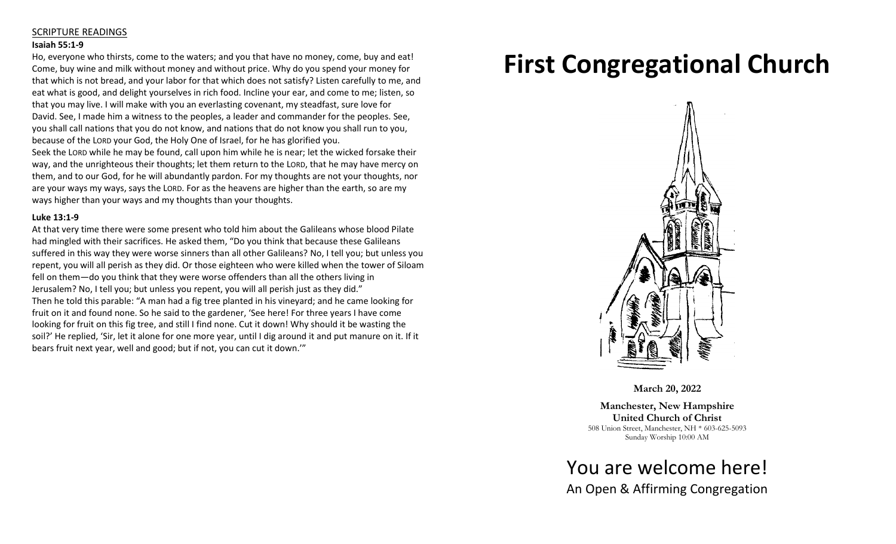SCRIPTURE READINGS

**Isaiah 55:1-9**

Ho, everyone who thirsts, come to the waters; and you that have no money, come, buy and eat! Come, buy wine and milk without money and without price. Why do you spend your money for that which is not bread, and your labor for that which does not satisfy? Listen carefully to me, and eat what is good, and delight yourselves in rich food. Incline your ear, and come to me; listen, so that you may live. I will make with you an everlasting covenant, my steadfast, sure love for David. See, I made him a witness to the peoples, a leader and commander for the peoples. See, you shall call nations that you do not know, and nations that do not know you shall run to you, because of the LORD your God, the Holy One of Israel, for he has glorified you.

Seek the LORD while he may be found, call upon him while he is near; let the wicked forsake their way, and the unrighteous their thoughts; let them return to the LORD, that he may have mercy on them, and to our God, for he will abundantly pardon. For my thoughts are not your thoughts, nor are your ways my ways, says the LORD. For as the heavens are higher than the earth, so are my ways higher than your ways and my thoughts than your thoughts.

**Luke 13:1-9**

At that very time there were some present who told him about the Galileans whose blood Pilate had mingled with their sacrifices. He asked them, "Do you think that because these Galileans suffered in this way they were worse sinners than all other Galileans? No, I tell you; but unless you repent, you will all perish as they did. Or those eighteen who were killed when the tower of Siloam fell on them—do you think that they were worse offenders than all the others living in Jerusalem? No, I tell you; but unless you repent, you will all perish just as they did."

Then he told this parable: "A man had a fig tree planted in his vineyard; and he came looking for fruit on it and found none. So he said to the gardener, 'See here! For three years I have come looking for fruit on this fig tree, and still I find none. Cut it down! Why should it be wasting the soil?' He replied, 'Sir, let it alone for one more year, until I dig around it and put manure on it. If it bears fruit next year, well and good; but if not, you can cut it down.'"

# First Congregational Church

**March 20, 2022**

**Manchester, New Hampshire**
**United Church of Christ**
508 Union Street, Manchester, NH * 603-625-5093
Sunday Worship 10:00 AM

## You are welcome here!

An Open & Affirming Congregation